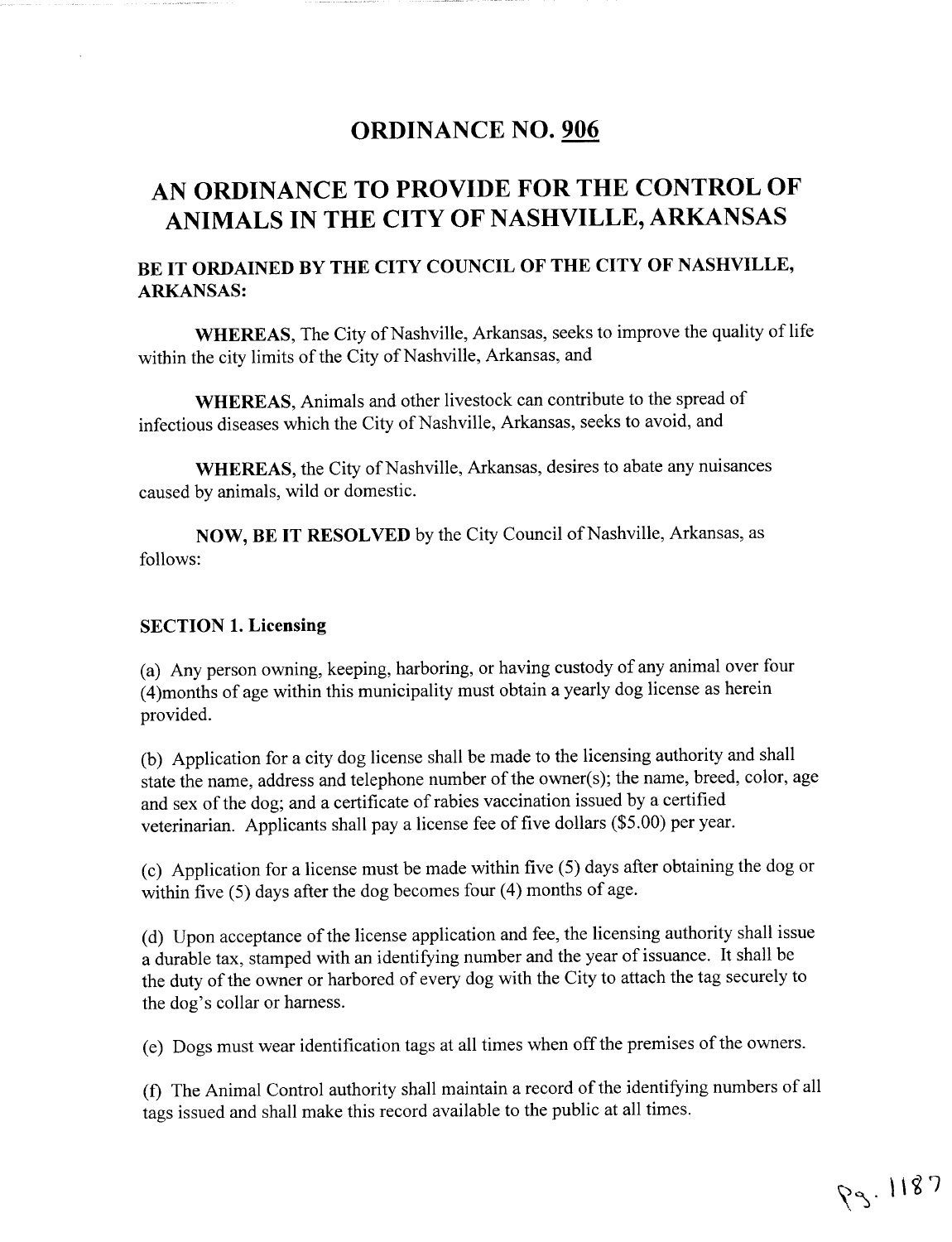# ORDINANCE NO. 906

# AN ORDINANCE TO PROVIDE FOR THE CONTROL OF ANIMALS IN THE CITY OF NASHVILLE, ARKANSAS

## BE IT ORDAINED BY THE CITY COUNCIL OF THE CITY OF NASHVILLE, ARKANSAS:

**WHEREAS,** The City of Nashville, Arkansas, seeks to improve the quality of life within the city limits of the City of Nashville, Arkansas, and

**WHEREAS,** Animals and other livestock can contribute to the spread of infectious diseases which the City of Nashville, Arkansas, seeks to avoid, and

**WHEREAS,** the City of Nashville, Arkansas, desires to abate any nuisances caused by animals, wild or domestic.

**NOW, BE IT RESOLVED** by the City Council of Nashville, Arkansas, as follows:

### SECTION 1. Licensing

(a) Any person owning, keeping, harboring, or having custody of any animal over four (4)months of age within this municipality must obtain a yearly dog license as herein provided.

(b) Application for a city dog license shall be made to the licensing authority and shall state the name, address and telephone number of the owner(s); the name, breed, color, age and sex of the dog; and a certificate of rabies vaccination issued by a certified veterinarian. Applicants shall pay a license fee of five dollars ($5.00) per year.

(c) Application for a license must be made within five (5) days after obtaining the dog or within five (5) days after the dog becomes four (4) months of age.

(d) Upon acceptance of the license application and fee, the licensing authority shall issue a durable tax, stamped with an identifying number and the year of issuance. It shall be the duty of the owner or harbored of every dog with the City to attach the tag securely to the dog's collar or harness.

(e) Dogs must wear identification tags at all times when off the premises of the owners.

(f) The Animal Control authority shall maintain a record of the identifying numbers of all tags issued and shall make this record available to the public at all times.

Pg. 1187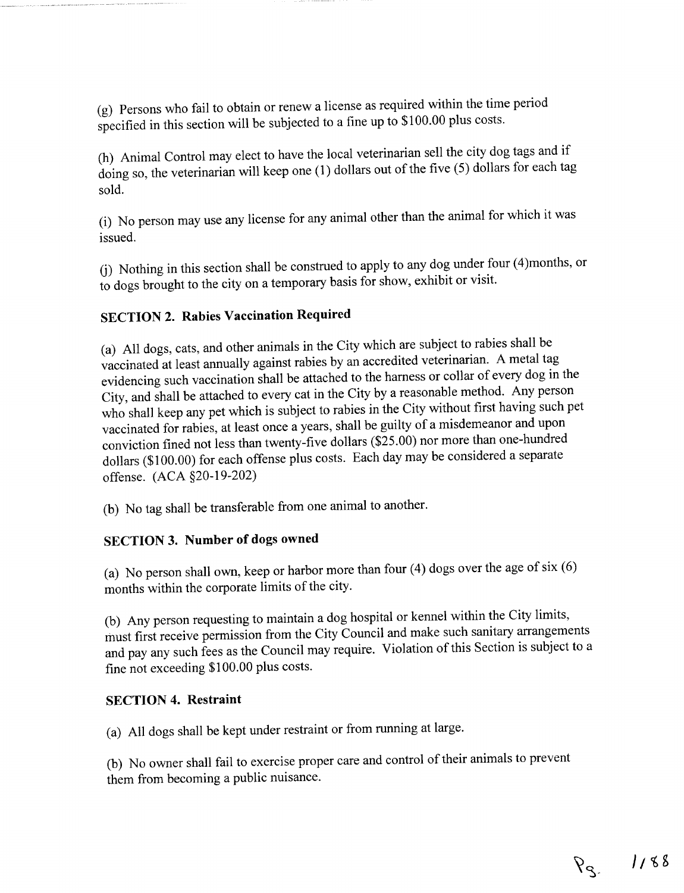(g) Persons who fail to obtain or renew a license as required within the time period specified in this section will be subjected to a fine up to $100.00 plus costs.

(h) Animal Control may elect to have the local veterinarian sell the city dog tags and if doing so, the veterinarian will keep one (1) dollars out of the five (5) dollars for each tag sold.

(i) No person may use any license for any animal other than the animal for which it was issued.

(j) Nothing in this section shall be construed to apply to any dog under four (4)months, or to dogs brought to the city on a temporary basis for show, exhibit or visit.

**SECTION 2. Rabies Vaccination Required**

(a) All dogs, cats, and other animals in the City which are subject to rabies shall be vaccinated at least annually against rabies by an accredited veterinarian. A metal tag evidencing such vaccination shall be attached to the harness or collar of every dog in the City, and shall be attached to every cat in the City by a reasonable method. Any person who shall keep any pet which is subject to rabies in the City without first having such pet vaccinated for rabies, at least once a years, shall be guilty of a misdemeanor and upon conviction fined not less than twenty-five dollars ($25.00) nor more than one-hundred dollars ($100.00) for each offense plus costs. Each day may be considered a separate offense. (ACA §20-19-202)

(b) No tag shall be transferable from one animal to another.

**SECTION 3. Number of dogs owned**

(a) No person shall own, keep or harbor more than four (4) dogs over the age of six (6) months within the corporate limits of the city.

(b) Any person requesting to maintain a dog hospital or kennel within the City limits, must first receive permission from the City Council and make such sanitary arrangements and pay any such fees as the Council may require. Violation of this Section is subject to a fine not exceeding $100.00 plus costs.

**SECTION 4. Restraint**

(a) All dogs shall be kept under restraint or from running at large.

(b) No owner shall fail to exercise proper care and control of their animals to prevent them from becoming a public nuisance.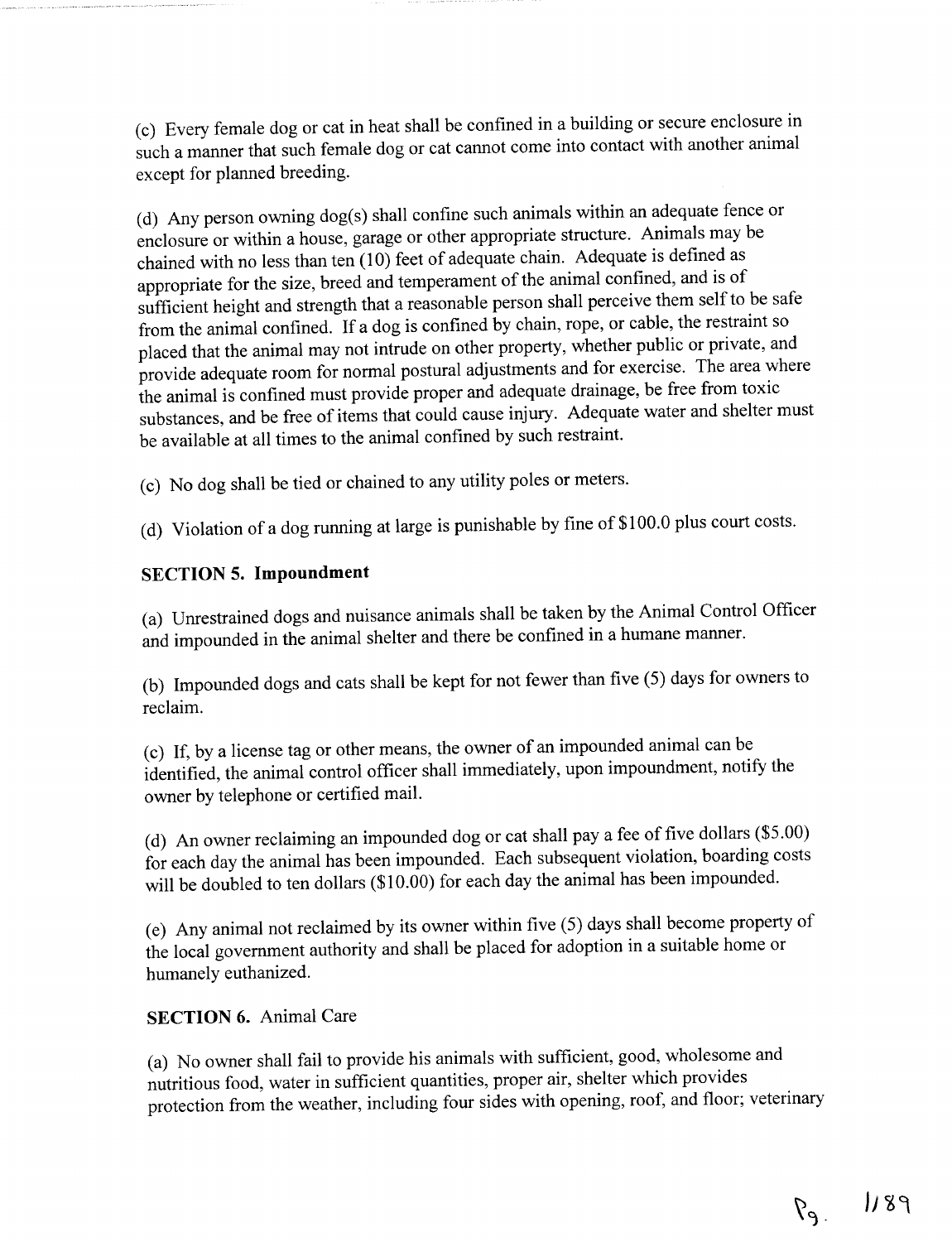(c) Every female dog or cat in heat shall be confined in a building or secure enclosure in such a manner that such female dog or cat cannot come into contact with another animal except for planned breeding.

(d) Any person owning dog(s) shall confine such animals within an adequate fence or enclosure or within a house, garage or other appropriate structure. Animals may be chained with no less than ten (10) feet of adequate chain. Adequate is defined as appropriate for the size, breed and temperament of the animal confined, and is of sufficient height and strength that a reasonable person shall perceive them self to be safe from the animal confined. If a dog is confined by chain, rope, or cable, the restraint so placed that the animal may not intrude on other property, whether public or private, and provide adequate room for normal postural adjustments and for exercise. The area where the animal is confined must provide proper and adequate drainage, be free from toxic substances, and be free of items that could cause injury. Adequate water and shelter must be available at all times to the animal confined by such restraint.

(c) No dog shall be tied or chained to any utility poles or meters.

(d) Violation of a dog running at large is punishable by fine of $100.0 plus court costs.

**SECTION 5. Impoundment**

(a) Unrestrained dogs and nuisance animals shall be taken by the Animal Control Officer and impounded in the animal shelter and there be confined in a humane manner.

(b) Impounded dogs and cats shall be kept for not fewer than five (5) days for owners to reclaim.

(c) If, by a license tag or other means, the owner of an impounded animal can be identified, the animal control officer shall immediately, upon impoundment, notify the owner by telephone or certified mail.

(d) An owner reclaiming an impounded dog or cat shall pay a fee of five dollars ($5.00) for each day the animal has been impounded. Each subsequent violation, boarding costs will be doubled to ten dollars ($10.00) for each day the animal has been impounded.

(e) Any animal not reclaimed by its owner within five (5) days shall become property of the local government authority and shall be placed for adoption in a suitable home or humanely euthanized.

**SECTION 6.** Animal Care

(a) No owner shall fail to provide his animals with sufficient, good, wholesome and nutritious food, water in sufficient quantities, proper air, shelter which provides protection from the weather, including four sides with opening, roof, and floor; veterinary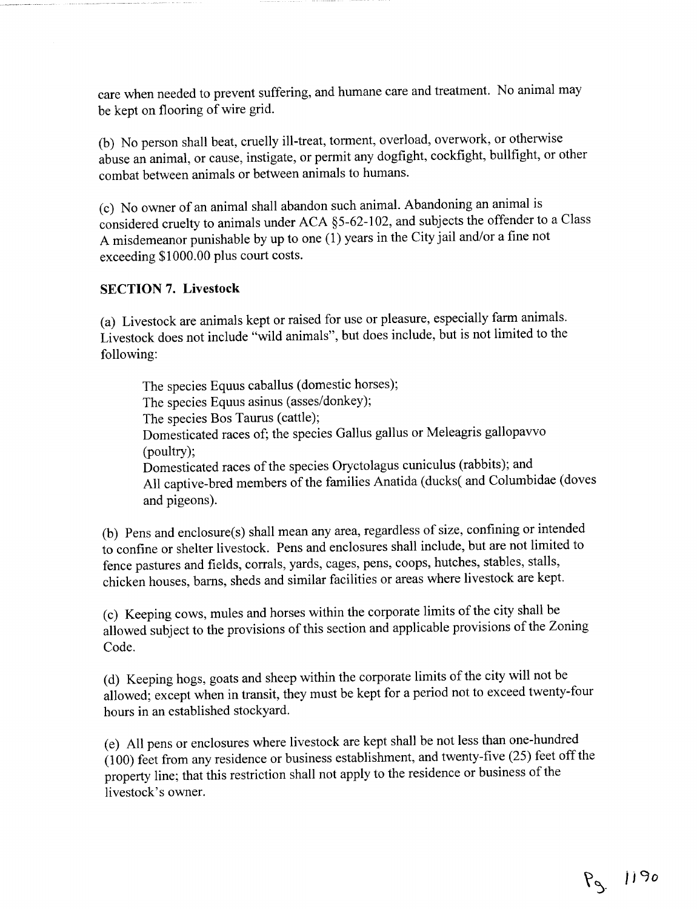care when needed to prevent suffering, and humane care and treatment. No animal may be kept on flooring of wire grid.

(b) No person shall beat, cruelly ill-treat, torment, overload, overwork, or otherwise abuse an animal, or cause, instigate, or permit any dogfight, cockfight, bullfight, or other combat between animals or between animals to humans.

(c) No owner of an animal shall abandon such animal. Abandoning an animal is considered cruelty to animals under ACA §5-62-102, and subjects the offender to a Class A misdemeanor punishable by up to one (1) years in the City jail and/or a fine not exceeding $1000.00 plus court costs.

**SECTION 7. Livestock**

(a) Livestock are animals kept or raised for use or pleasure, especially farm animals. Livestock does not include "wild animals", but does include, but is not limited to the following:

> The species Equus caballus (domestic horses);
> The species Equus asinus (asses/donkey);
> The species Bos Taurus (cattle);
> Domesticated races of; the species Gallus gallus or Meleagris gallopavvo (poultry);
> Domesticated races of the species Oryctolagus cuniculus (rabbits); and
> All captive-bred members of the families Anatida (ducks( and Columbidae (doves and pigeons).

(b) Pens and enclosure(s) shall mean any area, regardless of size, confining or intended to confine or shelter livestock. Pens and enclosures shall include, but are not limited to fence pastures and fields, corrals, yards, cages, pens, coops, hutches, stables, stalls, chicken houses, barns, sheds and similar facilities or areas where livestock are kept.

(c) Keeping cows, mules and horses within the corporate limits of the city shall be allowed subject to the provisions of this section and applicable provisions of the Zoning Code.

(d) Keeping hogs, goats and sheep within the corporate limits of the city will not be allowed; except when in transit, they must be kept for a period not to exceed twenty-four hours in an established stockyard.

(e) All pens or enclosures where livestock are kept shall be not less than one-hundred (100) feet from any residence or business establishment, and twenty-five (25) feet off the property line; that this restriction shall not apply to the residence or business of the livestock's owner.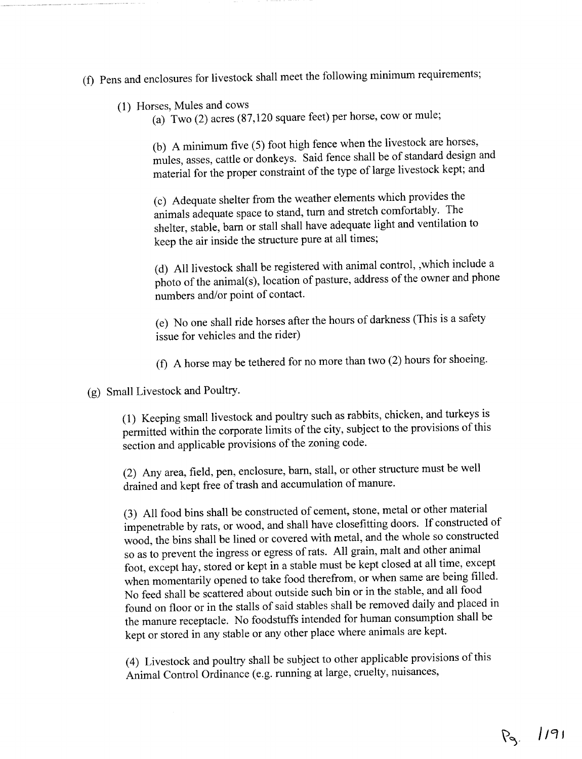(f) Pens and enclosures for livestock shall meet the following minimum requirements;

(1) Horses, Mules and cows

(a) Two (2) acres (87,120 square feet) per horse, cow or mule;

(b) A minimum five (5) foot high fence when the livestock are horses, mules, asses, cattle or donkeys. Said fence shall be of standard design and material for the proper constraint of the type of large livestock kept; and

(c) Adequate shelter from the weather elements which provides the animals adequate space to stand, turn and stretch comfortably. The shelter, stable, barn or stall shall have adequate light and ventilation to keep the air inside the structure pure at all times;

(d) All livestock shall be registered with animal control, ,which include a photo of the animal(s), location of pasture, address of the owner and phone numbers and/or point of contact.

(e) No one shall ride horses after the hours of darkness (This is a safety issue for vehicles and the rider)

(f) A horse may be tethered for no more than two (2) hours for shoeing.

(g) Small Livestock and Poultry.

(1) Keeping small livestock and poultry such as rabbits, chicken, and turkeys is permitted within the corporate limits of the city, subject to the provisions of this section and applicable provisions of the zoning code.

(2) Any area, field, pen, enclosure, barn, stall, or other structure must be well drained and kept free of trash and accumulation of manure.

(3) All food bins shall be constructed of cement, stone, metal or other material impenetrable by rats, or wood, and shall have closefitting doors. If constructed of wood, the bins shall be lined or covered with metal, and the whole so constructed so as to prevent the ingress or egress of rats. All grain, malt and other animal foot, except hay, stored or kept in a stable must be kept closed at all time, except when momentarily opened to take food therefrom, or when same are being filled. No feed shall be scattered about outside such bin or in the stable, and all food found on floor or in the stalls of said stables shall be removed daily and placed in the manure receptacle. No foodstuffs intended for human consumption shall be kept or stored in any stable or any other place where animals are kept.

(4) Livestock and poultry shall be subject to other applicable provisions of this Animal Control Ordinance (e.g. running at large, cruelty, nuisances,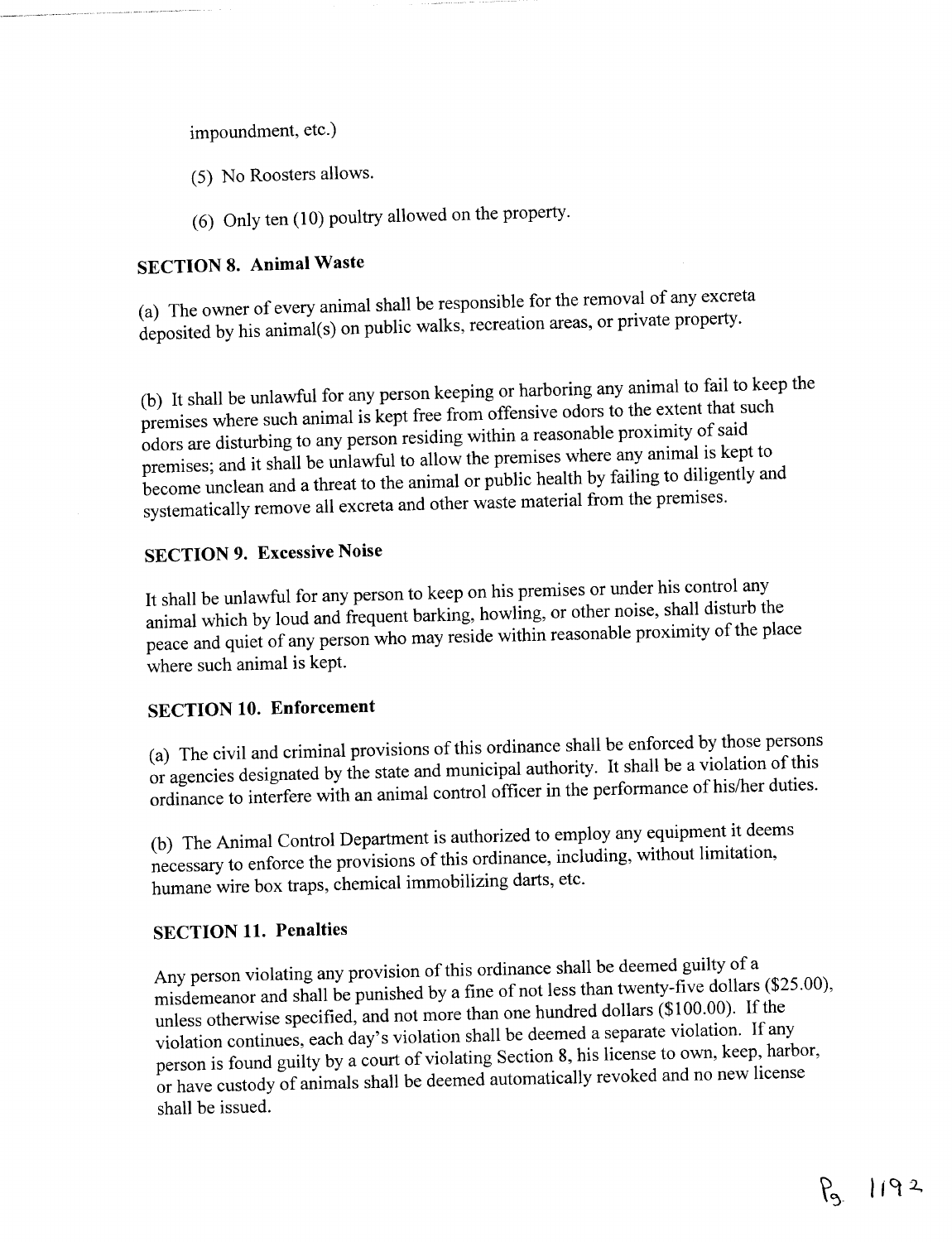impoundment, etc.)

(5) No Roosters allows.

(6) Only ten (10) poultry allowed on the property.

### SECTION 8. Animal Waste

(a) The owner of every animal shall be responsible for the removal of any excreta deposited by his animal(s) on public walks, recreation areas, or private property.

(b) It shall be unlawful for any person keeping or harboring any animal to fail to keep the premises where such animal is kept free from offensive odors to the extent that such odors are disturbing to any person residing within a reasonable proximity of said premises; and it shall be unlawful to allow the premises where any animal is kept to become unclean and a threat to the animal or public health by failing to diligently and systematically remove all excreta and other waste material from the premises.

### SECTION 9. Excessive Noise

It shall be unlawful for any person to keep on his premises or under his control any animal which by loud and frequent barking, howling, or other noise, shall disturb the peace and quiet of any person who may reside within reasonable proximity of the place where such animal is kept.

### SECTION 10. Enforcement

(a) The civil and criminal provisions of this ordinance shall be enforced by those persons or agencies designated by the state and municipal authority. It shall be a violation of this ordinance to interfere with an animal control officer in the performance of his/her duties.

(b) The Animal Control Department is authorized to employ any equipment it deems necessary to enforce the provisions of this ordinance, including, without limitation, humane wire box traps, chemical immobilizing darts, etc.

### SECTION 11. Penalties

Any person violating any provision of this ordinance shall be deemed guilty of a misdemeanor and shall be punished by a fine of not less than twenty-five dollars ($25.00), unless otherwise specified, and not more than one hundred dollars ($100.00). If the violation continues, each day's violation shall be deemed a separate violation. If any person is found guilty by a court of violating Section 8, his license to own, keep, harbor, or have custody of animals shall be deemed automatically revoked and no new license shall be issued.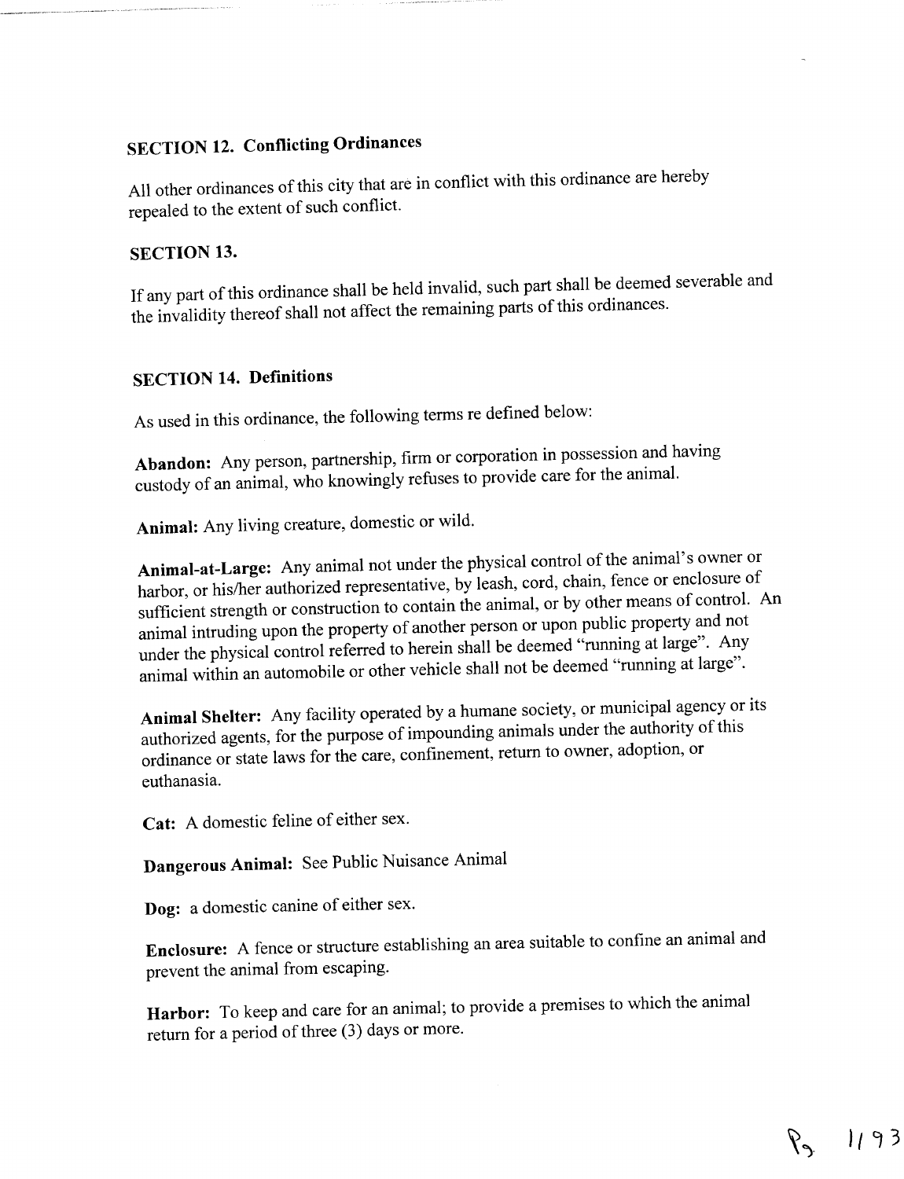## SECTION 12. Conflicting Ordinances

All other ordinances of this city that are in conflict with this ordinance are hereby repealed to the extent of such conflict.

## SECTION 13.

If any part of this ordinance shall be held invalid, such part shall be deemed severable and the invalidity thereof shall not affect the remaining parts of this ordinances.

## SECTION 14. Definitions

As used in this ordinance, the following terms re defined below:

**Abandon:** Any person, partnership, firm or corporation in possession and having custody of an animal, who knowingly refuses to provide care for the animal.

**Animal:** Any living creature, domestic or wild.

**Animal-at-Large:** Any animal not under the physical control of the animal's owner or harbor, or his/her authorized representative, by leash, cord, chain, fence or enclosure of sufficient strength or construction to contain the animal, or by other means of control. An animal intruding upon the property of another person or upon public property and not under the physical control referred to herein shall be deemed "running at large". Any animal within an automobile or other vehicle shall not be deemed "running at large".

**Animal Shelter:** Any facility operated by a humane society, or municipal agency or its authorized agents, for the purpose of impounding animals under the authority of this ordinance or state laws for the care, confinement, return to owner, adoption, or euthanasia.

**Cat:** A domestic feline of either sex.

**Dangerous Animal:** See Public Nuisance Animal

**Dog:** a domestic canine of either sex.

**Enclosure:** A fence or structure establishing an area suitable to confine an animal and prevent the animal from escaping.

**Harbor:** To keep and care for an animal; to provide a premises to which the animal return for a period of three (3) days or more.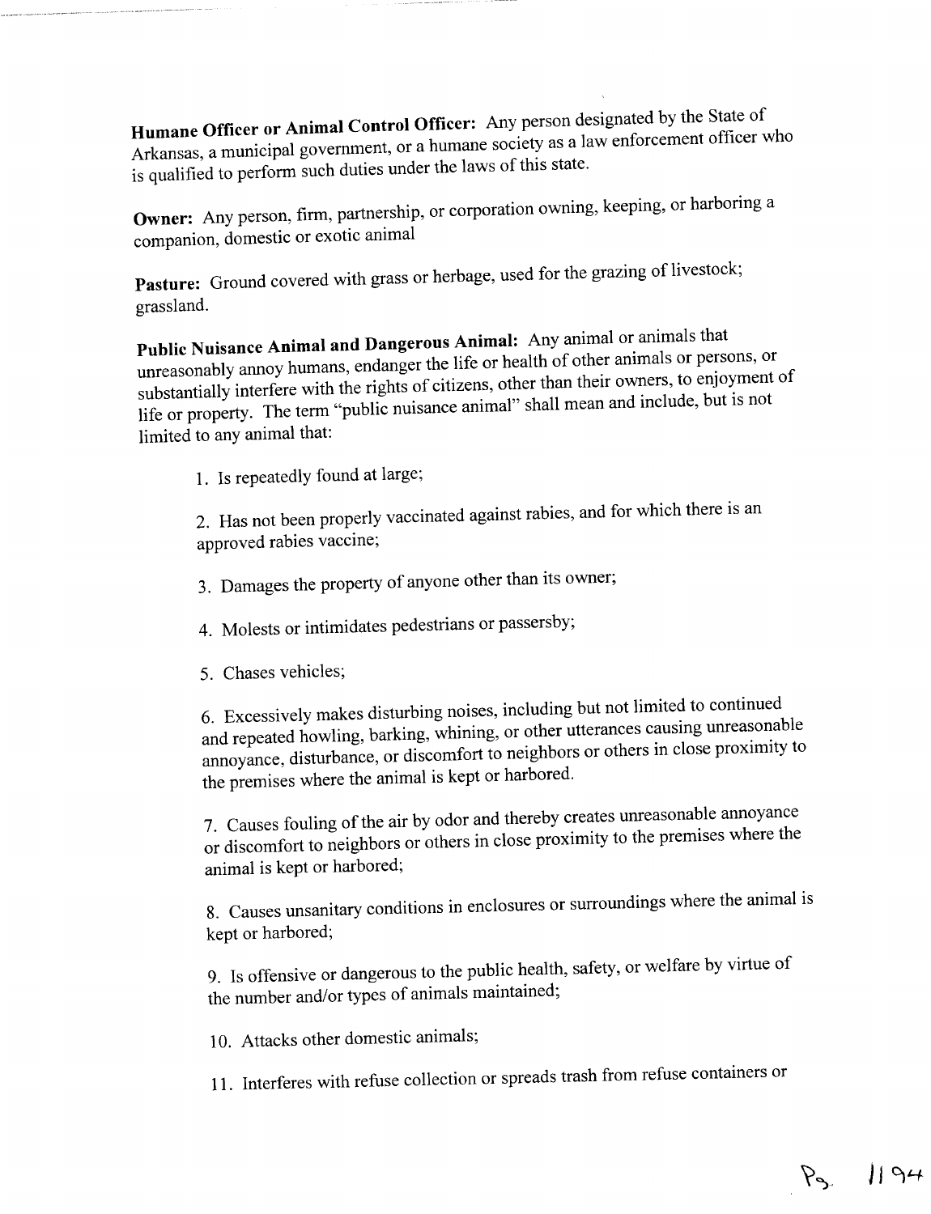**Humane Officer or Animal Control Officer:** Any person designated by the State of Arkansas, a municipal government, or a humane society as a law enforcement officer who is qualified to perform such duties under the laws of this state.

**Owner:** Any person, firm, partnership, or corporation owning, keeping, or harboring a companion, domestic or exotic animal

**Pasture:** Ground covered with grass or herbage, used for the grazing of livestock; grassland.

**Public Nuisance Animal and Dangerous Animal:** Any animal or animals that unreasonably annoy humans, endanger the life or health of other animals or persons, or substantially interfere with the rights of citizens, other than their owners, to enjoyment of life or property. The term "public nuisance animal" shall mean and include, but is not limited to any animal that:

1. Is repeatedly found at large;

2. Has not been properly vaccinated against rabies, and for which there is an approved rabies vaccine;

3. Damages the property of anyone other than its owner;

4. Molests or intimidates pedestrians or passersby;

5. Chases vehicles;

6. Excessively makes disturbing noises, including but not limited to continued and repeated howling, barking, whining, or other utterances causing unreasonable annoyance, disturbance, or discomfort to neighbors or others in close proximity to the premises where the animal is kept or harbored.

7. Causes fouling of the air by odor and thereby creates unreasonable annoyance or discomfort to neighbors or others in close proximity to the premises where the animal is kept or harbored;

8. Causes unsanitary conditions in enclosures or surroundings where the animal is kept or harbored;

9. Is offensive or dangerous to the public health, safety, or welfare by virtue of the number and/or types of animals maintained;

10. Attacks other domestic animals;

11. Interferes with refuse collection or spreads trash from refuse containers or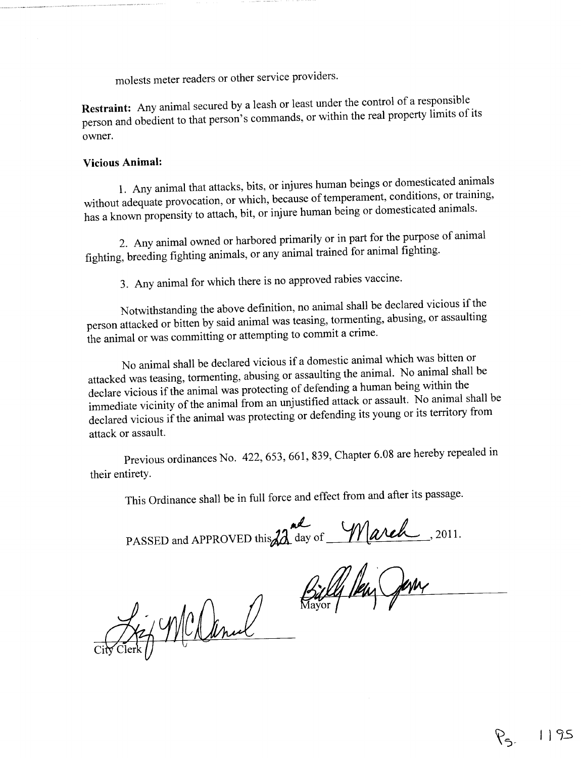molests meter readers or other service providers.

**Restraint:** Any animal secured by a leash or least under the control of a responsible person and obedient to that person's commands, or within the real property limits of its owner.

**Vicious Animal:**

1. Any animal that attacks, bits, or injures human beings or domesticated animals without adequate provocation, or which, because of temperament, conditions, or training, has a known propensity to attach, bit, or injure human being or domesticated animals.

2. Any animal owned or harbored primarily or in part for the purpose of animal fighting, breeding fighting animals, or any animal trained for animal fighting.

3. Any animal for which there is no approved rabies vaccine.

Notwithstanding the above definition, no animal shall be declared vicious if the person attacked or bitten by said animal was teasing, tormenting, abusing, or assaulting the animal or was committing or attempting to commit a crime.

No animal shall be declared vicious if a domestic animal which was bitten or attacked was teasing, tormenting, abusing or assaulting the animal. No animal shall be declare vicious if the animal was protecting of defending a human being within the immediate vicinity of the animal from an unjustified attack or assault. No animal shall be declared vicious if the animal was protecting or defending its young or its territory from attack or assault.

Previous ordinances No. 422, 653, 661, 839, Chapter 6.08 are hereby repealed in their entirety.

This Ordinance shall be in full force and effect from and after its passage.

PASSED and APPROVED this 22nd day of March, 2011.

Mayor

City Clerk

Ps. 1195